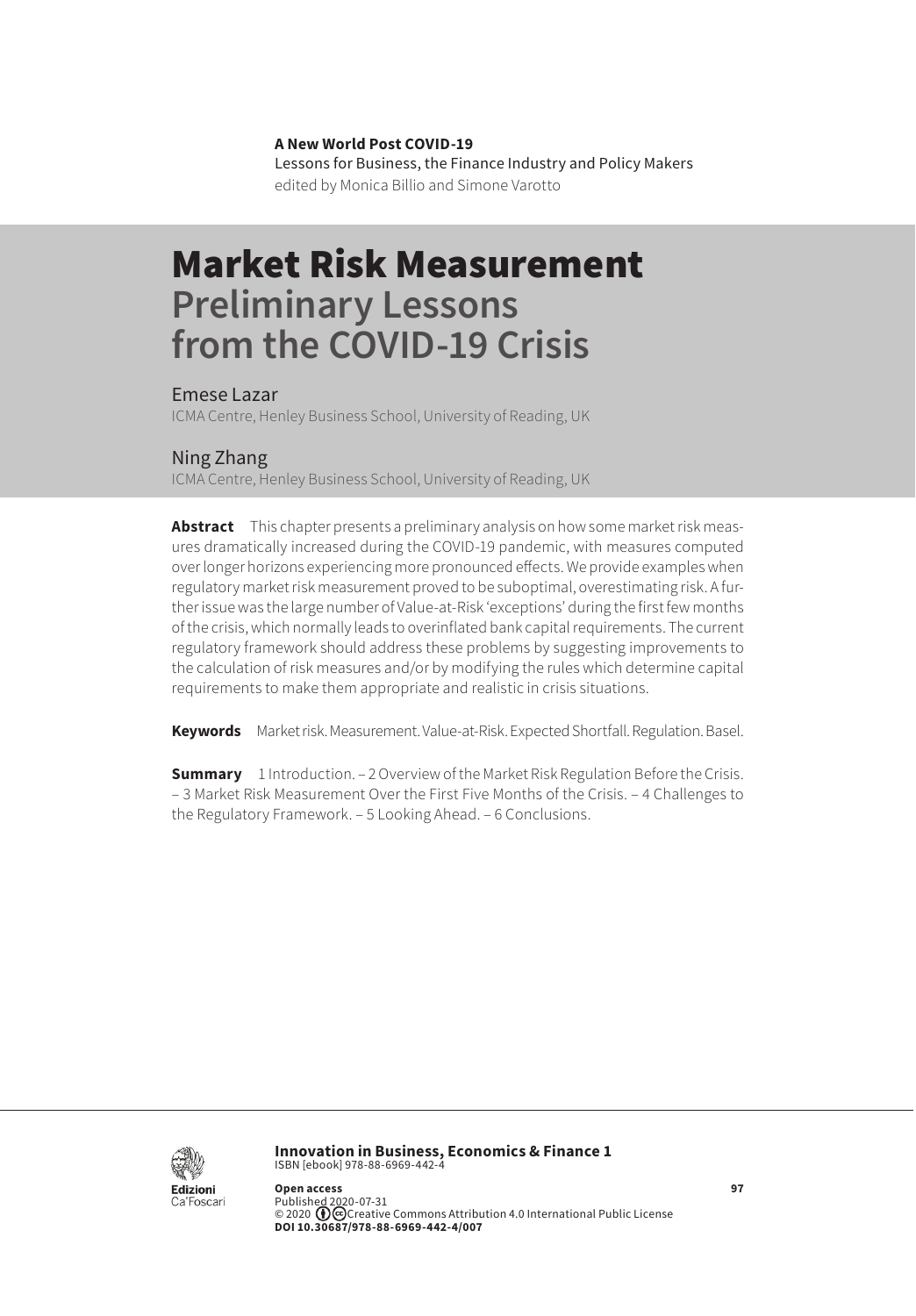**A New World Post COVID-19**
Lessons for Business, the Finance Industry and Policy Makers
edited by Monica Billio and Simone Varotto

# Market Risk Measurement
## Preliminary Lessons from the COVID-19 Crisis

Emese Lazar
ICMA Centre, Henley Business School, University of Reading, UK

Ning Zhang
ICMA Centre, Henley Business School, University of Reading, UK

**Abstract** This chapter presents a preliminary analysis on how some market risk measures dramatically increased during the COVID-19 pandemic, with measures computed over longer horizons experiencing more pronounced effects. We provide examples when regulatory market risk measurement proved to be suboptimal, overestimating risk. A further issue was the large number of Value-at-Risk 'exceptions' during the first few months of the crisis, which normally leads to overinflated bank capital requirements. The current regulatory framework should address these problems by suggesting improvements to the calculation of risk measures and/or by modifying the rules which determine capital requirements to make them appropriate and realistic in crisis situations.

**Keywords** Market risk. Measurement. Value-at-Risk. Expected Shortfall. Regulation. Basel.

**Summary** 1 Introduction. – 2 Overview of the Market Risk Regulation Before the Crisis. – 3 Market Risk Measurement Over the First Five Months of the Crisis. – 4 Challenges to the Regulatory Framework. – 5 Looking Ahead. – 6 Conclusions.

**Innovation in Business, Economics & Finance 1**
ISBN [ebook] 978-88-6969-442-4

**Open access**
Published 2020-07-31
© 2020 Creative Commons Attribution 4.0 International Public License
**DOI 10.30687/978-88-6969-442-4/007**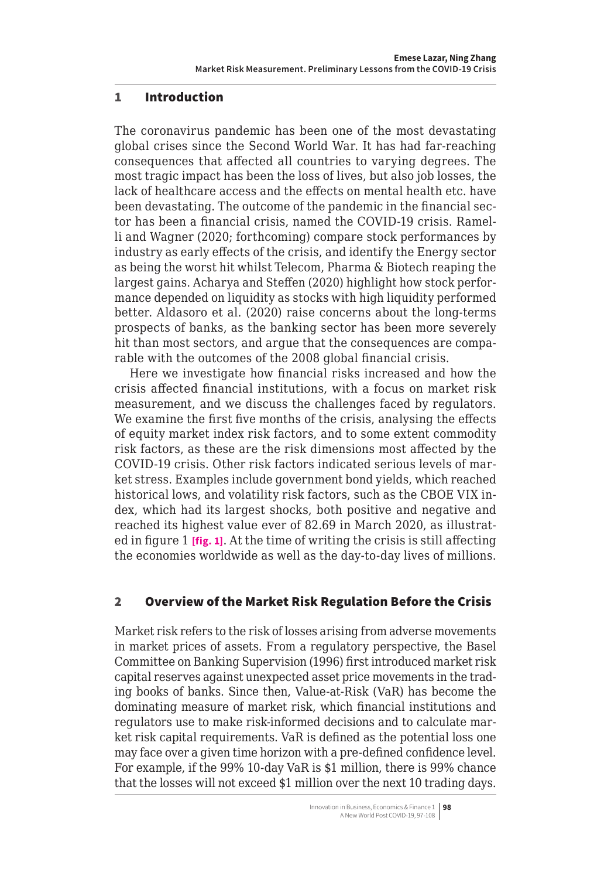## 1 Introduction

The coronavirus pandemic has been one of the most devastating global crises since the Second World War. It has had far-reaching consequences that affected all countries to varying degrees. The most tragic impact has been the loss of lives, but also job losses, the lack of healthcare access and the effects on mental health etc. have been devastating. The outcome of the pandemic in the financial sector has been a financial crisis, named the COVID-19 crisis. Ramelli and Wagner (2020; forthcoming) compare stock performances by industry as early effects of the crisis, and identify the Energy sector as being the worst hit whilst Telecom, Pharma & Biotech reaping the largest gains. Acharya and Steffen (2020) highlight how stock performance depended on liquidity as stocks with high liquidity performed better. Aldasoro et al. (2020) raise concerns about the long-terms prospects of banks, as the banking sector has been more severely hit than most sectors, and argue that the consequences are comparable with the outcomes of the 2008 global financial crisis.

Here we investigate how financial risks increased and how the crisis affected financial institutions, with a focus on market risk measurement, and we discuss the challenges faced by regulators. We examine the first five months of the crisis, analysing the effects of equity market index risk factors, and to some extent commodity risk factors, as these are the risk dimensions most affected by the COVID-19 crisis. Other risk factors indicated serious levels of market stress. Examples include government bond yields, which reached historical lows, and volatility risk factors, such as the CBOE VIX index, which had its largest shocks, both positive and negative and reached its highest value ever of 82.69 in March 2020, as illustrated in figure 1 **[fig. 1]**. At the time of writing the crisis is still affecting the economies worldwide as well as the day-to-day lives of millions.

## 2 Overview of the Market Risk Regulation Before the Crisis

Market risk refers to the risk of losses arising from adverse movements in market prices of assets. From a regulatory perspective, the Basel Committee on Banking Supervision (1996) first introduced market risk capital reserves against unexpected asset price movements in the trading books of banks. Since then, Value-at-Risk (VaR) has become the dominating measure of market risk, which financial institutions and regulators use to make risk-informed decisions and to calculate market risk capital requirements. VaR is defined as the potential loss one may face over a given time horizon with a pre-defined confidence level. For example, if the 99% 10-day VaR is $1 million, there is 99% chance that the losses will not exceed $1 million over the next 10 trading days.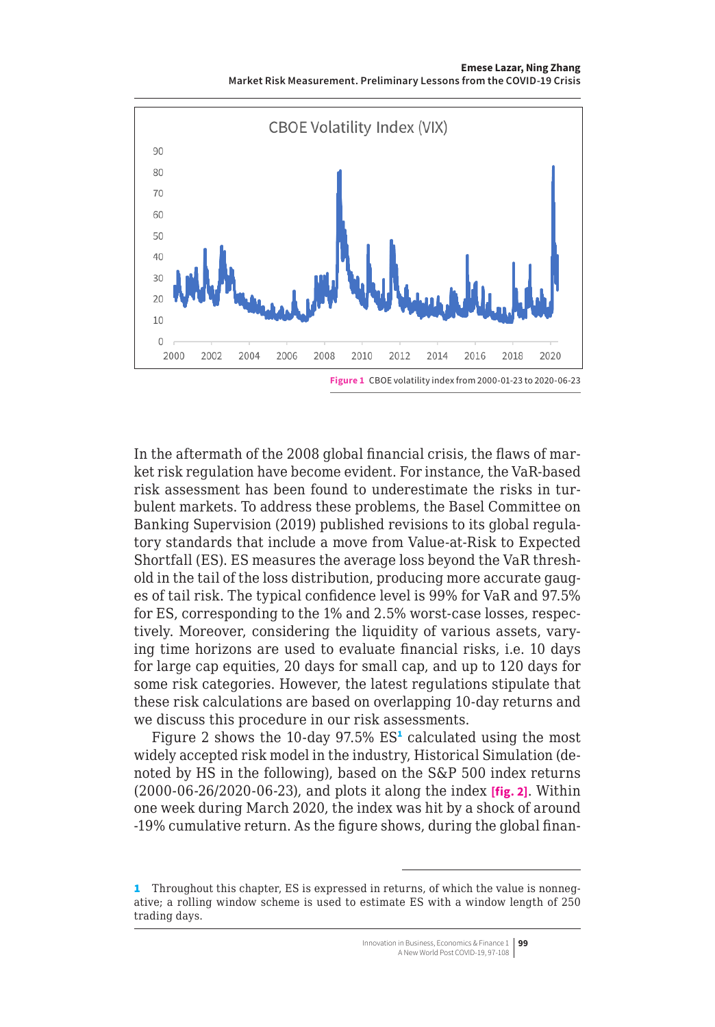Figure 1 CBOE volatility index from 2000-01-23 to 2020-06-23

In the aftermath of the 2008 global financial crisis, the flaws of market risk regulation have become evident. For instance, the VaR-based risk assessment has been found to underestimate the risks in turbulent markets. To address these problems, the Basel Committee on Banking Supervision (2019) published revisions to its global regulatory standards that include a move from Value-at-Risk to Expected Shortfall (ES). ES measures the average loss beyond the VaR threshold in the tail of the loss distribution, producing more accurate gauges of tail risk. The typical confidence level is 99% for VaR and 97.5% for ES, corresponding to the 1% and 2.5% worst-case losses, respectively. Moreover, considering the liquidity of various assets, varying time horizons are used to evaluate financial risks, i.e. 10 days for large cap equities, 20 days for small cap, and up to 120 days for some risk categories. However, the latest regulations stipulate that these risk calculations are based on overlapping 10-day returns and we discuss this procedure in our risk assessments.

Figure 2 shows the 10-day 97.5% ES[1] calculated using the most widely accepted risk model in the industry, Historical Simulation (denoted by HS in the following), based on the S&P 500 index returns (2000-06-26/2020-06-23), and plots it along the index [fig. 2]. Within one week during March 2020, the index was hit by a shock of around -19% cumulative return. As the figure shows, during the global finan-

[1] Throughout this chapter, ES is expressed in returns, of which the value is nonnegative; a rolling window scheme is used to estimate ES with a window length of 250 trading days.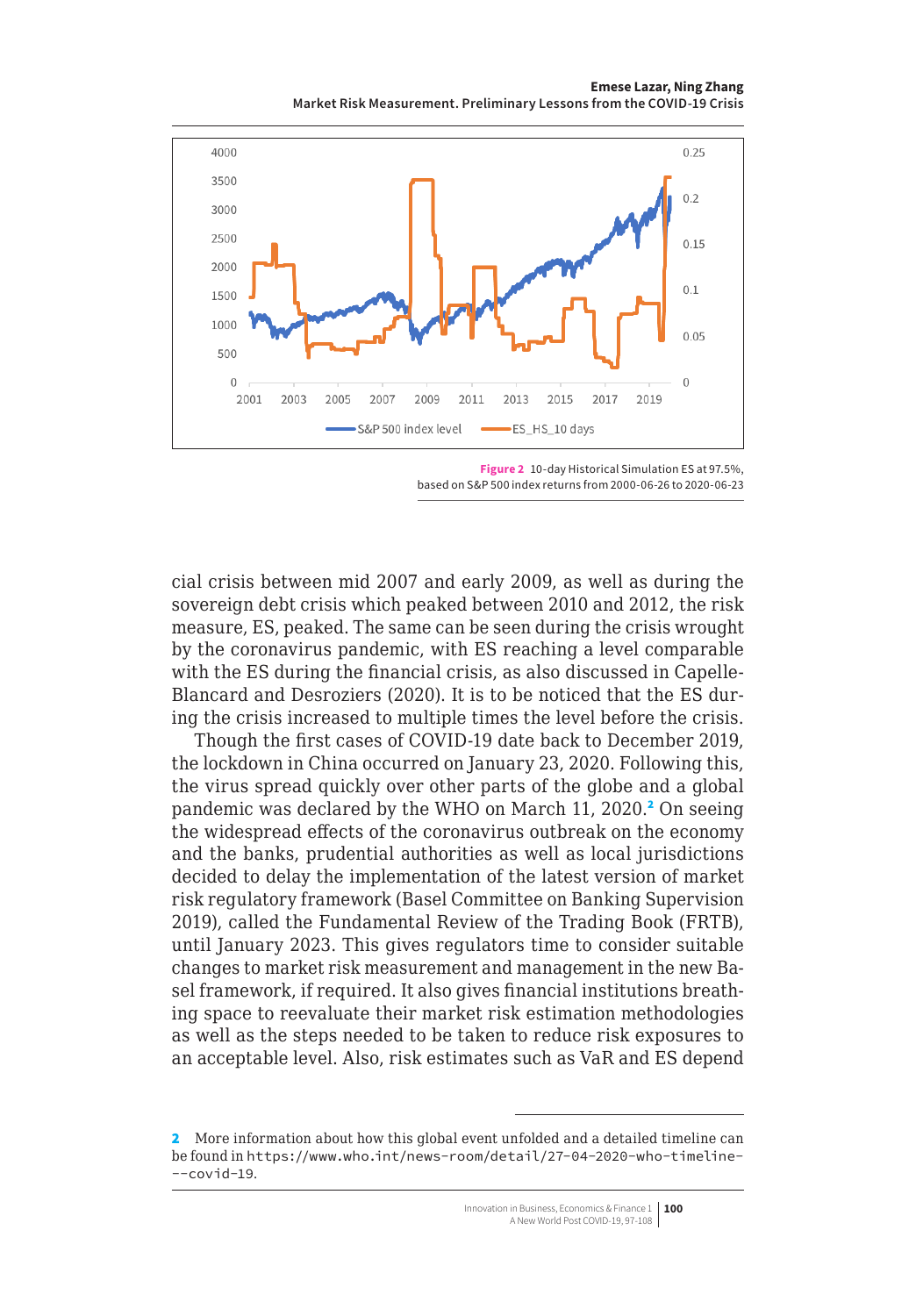Figure 2 10-day Historical Simulation ES at 97.5%, based on S&P 500 index returns from 2000-06-26 to 2020-06-23

cial crisis between mid 2007 and early 2009, as well as during the sovereign debt crisis which peaked between 2010 and 2012, the risk measure, ES, peaked. The same can be seen during the crisis wrought by the coronavirus pandemic, with ES reaching a level comparable with the ES during the financial crisis, as also discussed in Capelle-Blancard and Desroziers (2020). It is to be noticed that the ES during the crisis increased to multiple times the level before the crisis.

Though the first cases of COVID-19 date back to December 2019, the lockdown in China occurred on January 23, 2020. Following this, the virus spread quickly over other parts of the globe and a global pandemic was declared by the WHO on March 11, 2020.[2] On seeing the widespread effects of the coronavirus outbreak on the economy and the banks, prudential authorities as well as local jurisdictions decided to delay the implementation of the latest version of market risk regulatory framework (Basel Committee on Banking Supervision 2019), called the Fundamental Review of the Trading Book (FRTB), until January 2023. This gives regulators time to consider suitable changes to market risk measurement and management in the new Basel framework, if required. It also gives financial institutions breathing space to reevaluate their market risk estimation methodologies as well as the steps needed to be taken to reduce risk exposures to an acceptable level. Also, risk estimates such as VaR and ES depend

---

2 More information about how this global event unfolded and a detailed timeline can be found in https://www.who.int/news-room/detail/27-04-2020-who-timeline---covid-19.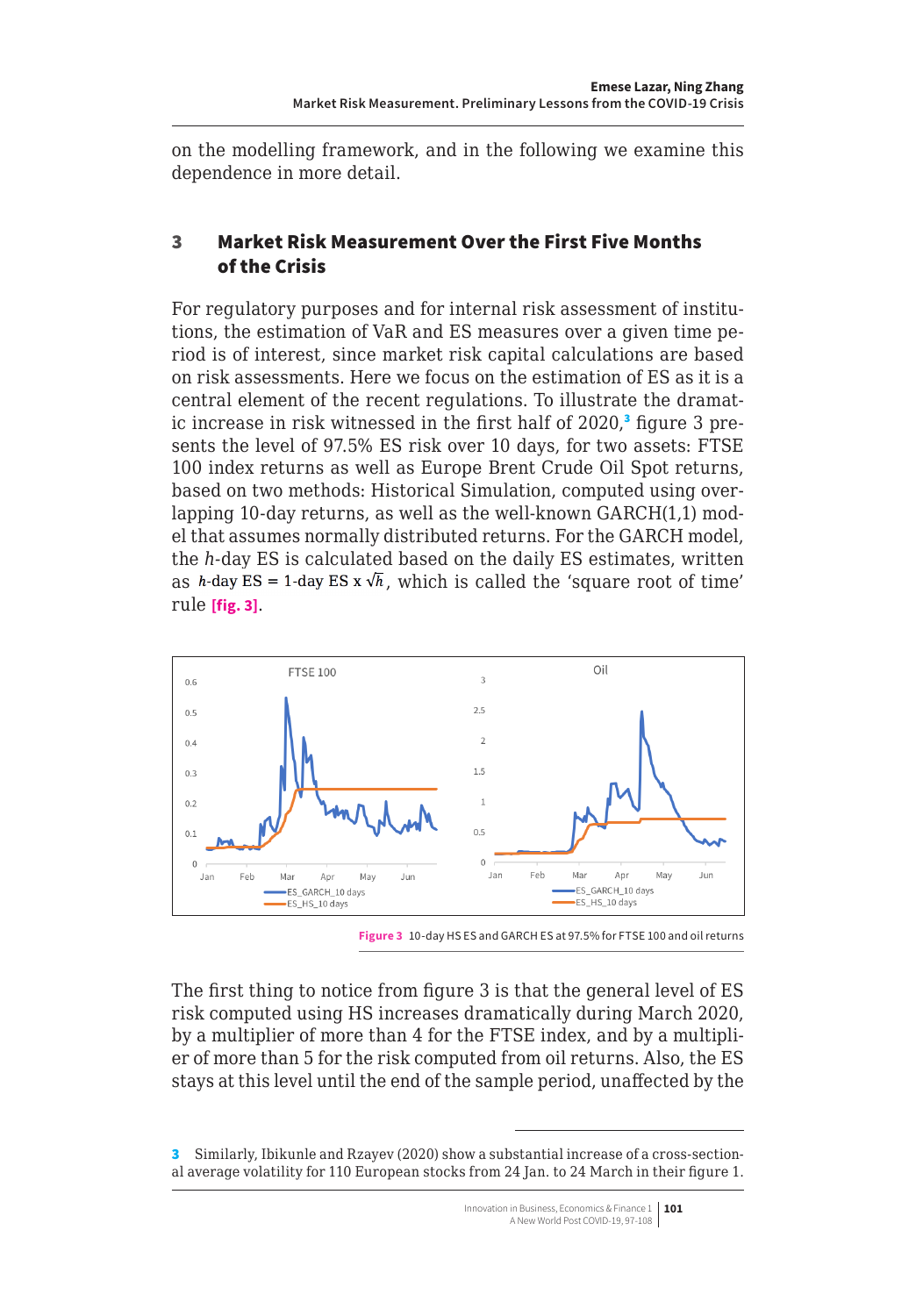on the modelling framework, and in the following we examine this dependence in more detail.

## 3 Market Risk Measurement Over the First Five Months of the Crisis

For regulatory purposes and for internal risk assessment of institutions, the estimation of VaR and ES measures over a given time period is of interest, since market risk capital calculations are based on risk assessments. Here we focus on the estimation of ES as it is a central element of the recent regulations. To illustrate the dramatic increase in risk witnessed in the first half of 2020,[3] figure 3 presents the level of 97.5% ES risk over 10 days, for two assets: FTSE 100 index returns as well as Europe Brent Crude Oil Spot returns, based on two methods: Historical Simulation, computed using overlapping 10-day returns, as well as the well-known GARCH(1,1) model that assumes normally distributed returns. For the GARCH model, the *h*-day ES is calculated based on the daily ES estimates, written as $h\text{-day ES} = 1\text{-day ES} \times \sqrt{h}$, which is called the 'square root of time' rule **[fig. 3]**.

**Figure 3** 10-day HS ES and GARCH ES at 97.5% for FTSE 100 and oil returns

The first thing to notice from figure 3 is that the general level of ES risk computed using HS increases dramatically during March 2020, by a multiplier of more than 4 for the FTSE index, and by a multiplier of more than 5 for the risk computed from oil returns. Also, the ES stays at this level until the end of the sample period, unaffected by the

---

[3] Similarly, Ibikunle and Rzayev (2020) show a substantial increase of a cross-sectional average volatility for 110 European stocks from 24 Jan. to 24 March in their figure 1.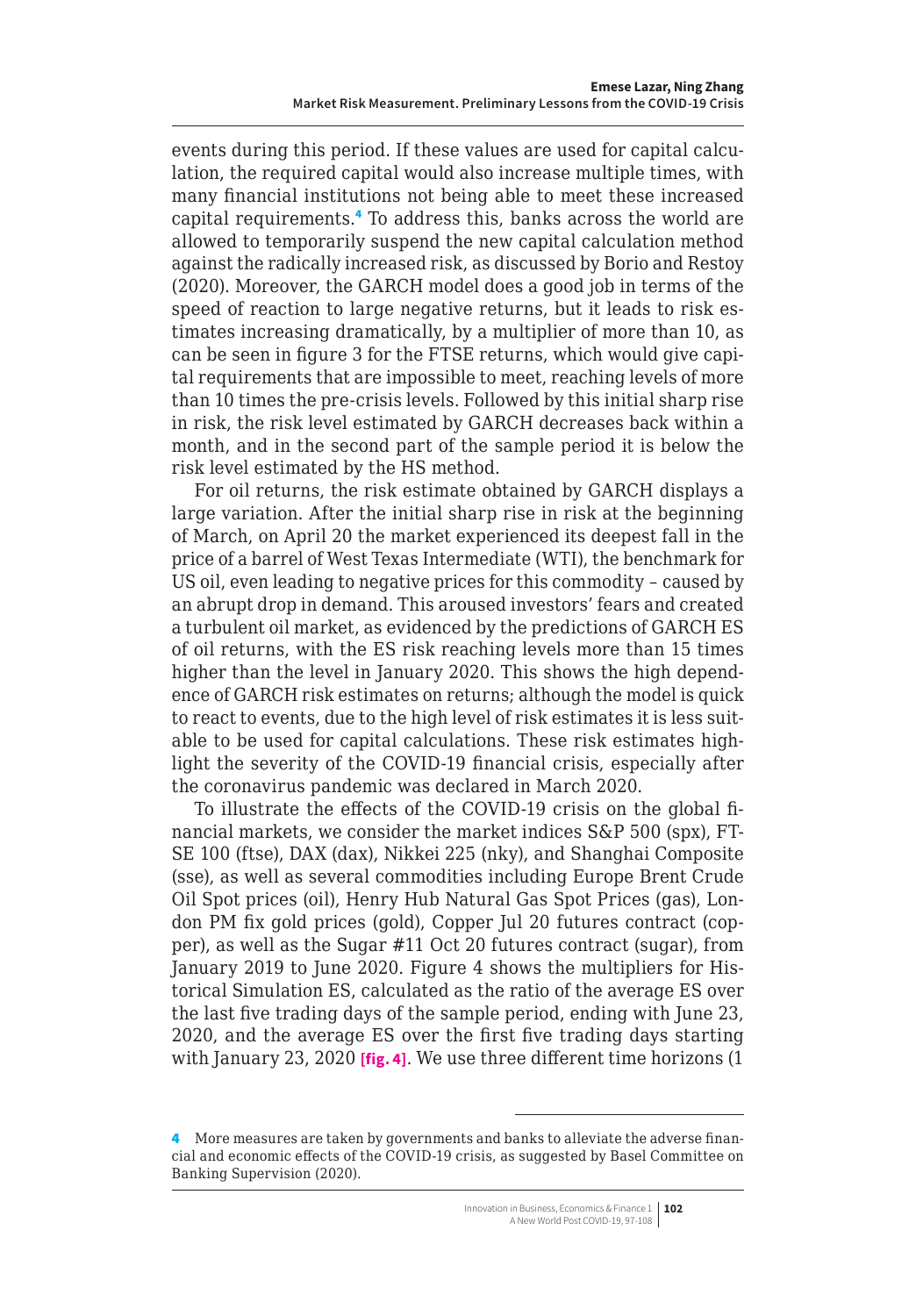events during this period. If these values are used for capital calculation, the required capital would also increase multiple times, with many financial institutions not being able to meet these increased capital requirements.[4] To address this, banks across the world are allowed to temporarily suspend the new capital calculation method against the radically increased risk, as discussed by Borio and Restoy (2020). Moreover, the GARCH model does a good job in terms of the speed of reaction to large negative returns, but it leads to risk estimates increasing dramatically, by a multiplier of more than 10, as can be seen in figure 3 for the FTSE returns, which would give capital requirements that are impossible to meet, reaching levels of more than 10 times the pre-crisis levels. Followed by this initial sharp rise in risk, the risk level estimated by GARCH decreases back within a month, and in the second part of the sample period it is below the risk level estimated by the HS method.

For oil returns, the risk estimate obtained by GARCH displays a large variation. After the initial sharp rise in risk at the beginning of March, on April 20 the market experienced its deepest fall in the price of a barrel of West Texas Intermediate (WTI), the benchmark for US oil, even leading to negative prices for this commodity – caused by an abrupt drop in demand. This aroused investors' fears and created a turbulent oil market, as evidenced by the predictions of GARCH ES of oil returns, with the ES risk reaching levels more than 15 times higher than the level in January 2020. This shows the high dependence of GARCH risk estimates on returns; although the model is quick to react to events, due to the high level of risk estimates it is less suitable to be used for capital calculations. These risk estimates highlight the severity of the COVID-19 financial crisis, especially after the coronavirus pandemic was declared in March 2020.

To illustrate the effects of the COVID-19 crisis on the global financial markets, we consider the market indices S&P 500 (spx), FTSE 100 (ftse), DAX (dax), Nikkei 225 (nky), and Shanghai Composite (sse), as well as several commodities including Europe Brent Crude Oil Spot prices (oil), Henry Hub Natural Gas Spot Prices (gas), London PM fix gold prices (gold), Copper Jul 20 futures contract (copper), as well as the Sugar #11 Oct 20 futures contract (sugar), from January 2019 to June 2020. Figure 4 shows the multipliers for Historical Simulation ES, calculated as the ratio of the average ES over the last five trading days of the sample period, ending with June 23, 2020, and the average ES over the first five trading days starting with January 23, 2020 **[fig. 4]**. We use three different time horizons (1

[4] More measures are taken by governments and banks to alleviate the adverse financial and economic effects of the COVID-19 crisis, as suggested by Basel Committee on Banking Supervision (2020).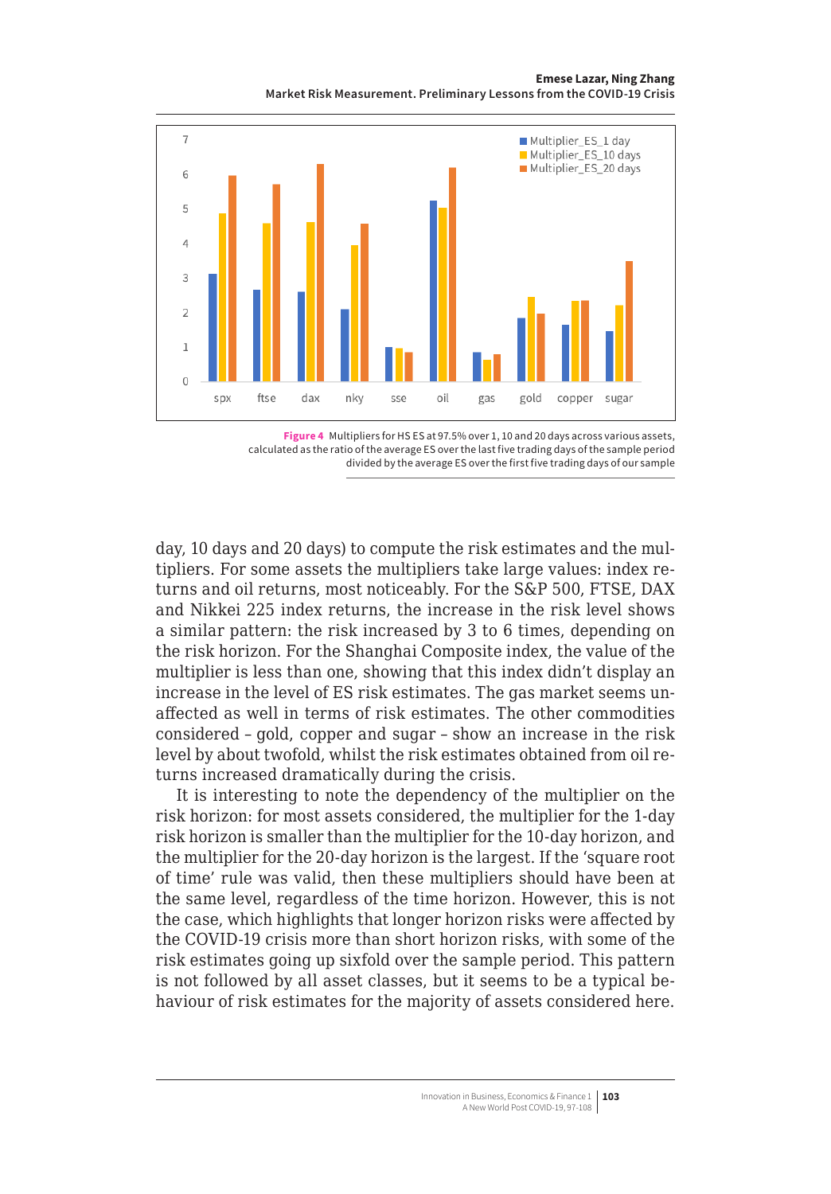Figure 4 Multipliers for HS ES at 97.5% over 1, 10 and 20 days across various assets, calculated as the ratio of the average ES over the last five trading days of the sample period divided by the average ES over the first five trading days of our sample

day, 10 days and 20 days) to compute the risk estimates and the multipliers. For some assets the multipliers take large values: index returns and oil returns, most noticeably. For the S&P 500, FTSE, DAX and Nikkei 225 index returns, the increase in the risk level shows a similar pattern: the risk increased by 3 to 6 times, depending on the risk horizon. For the Shanghai Composite index, the value of the multiplier is less than one, showing that this index didn't display an increase in the level of ES risk estimates. The gas market seems unaffected as well in terms of risk estimates. The other commodities considered – gold, copper and sugar – show an increase in the risk level by about twofold, whilst the risk estimates obtained from oil returns increased dramatically during the crisis.

It is interesting to note the dependency of the multiplier on the risk horizon: for most assets considered, the multiplier for the 1-day risk horizon is smaller than the multiplier for the 10-day horizon, and the multiplier for the 20-day horizon is the largest. If the 'square root of time' rule was valid, then these multipliers should have been at the same level, regardless of the time horizon. However, this is not the case, which highlights that longer horizon risks were affected by the COVID-19 crisis more than short horizon risks, with some of the risk estimates going up sixfold over the sample period. This pattern is not followed by all asset classes, but it seems to be a typical behaviour of risk estimates for the majority of assets considered here.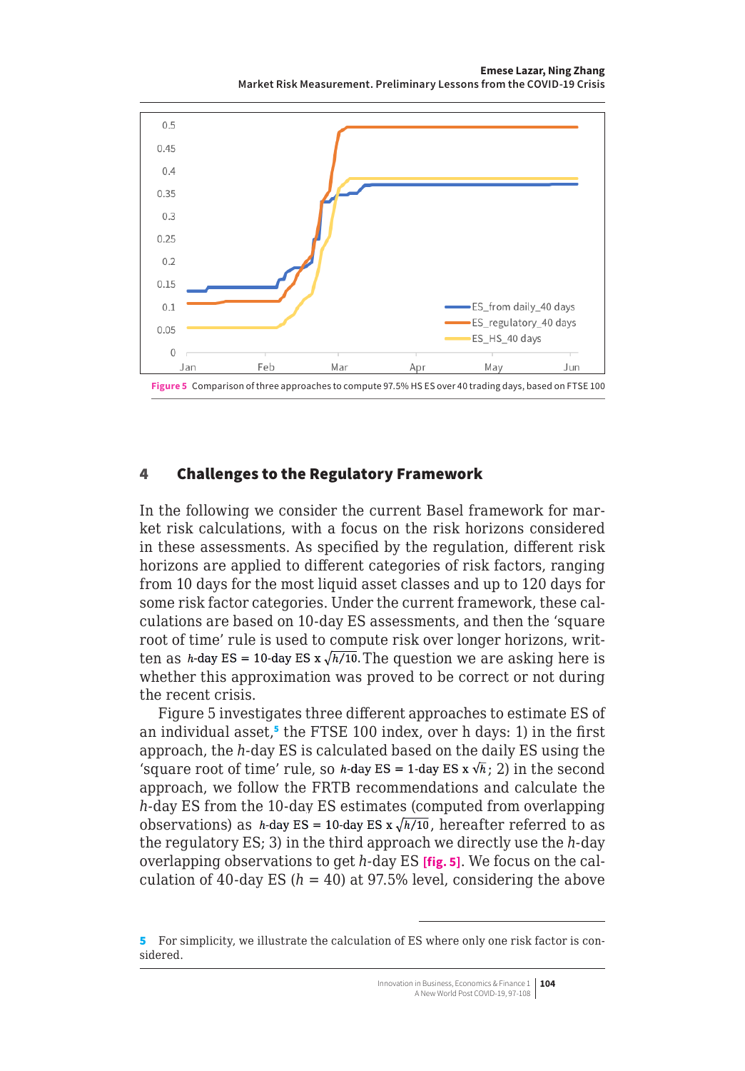Figure 5 Comparison of three approaches to compute 97.5% HS ES over 40 trading days, based on FTSE 100

## 4 Challenges to the Regulatory Framework

In the following we consider the current Basel framework for market risk calculations, with a focus on the risk horizons considered in these assessments. As specified by the regulation, different risk horizons are applied to different categories of risk factors, ranging from 10 days for the most liquid asset classes and up to 120 days for some risk factor categories. Under the current framework, these calculations are based on 10-day ES assessments, and then the 'square root of time' rule is used to compute risk over longer horizons, written as $h\text{-day ES} = 10\text{-day ES x}\sqrt{h/10}$. The question we are asking here is whether this approximation was proved to be correct or not during the recent crisis.

Figure 5 investigates three different approaches to estimate ES of an individual asset,[5] the FTSE 100 index, over h days: 1) in the first approach, the *h*-day ES is calculated based on the daily ES using the 'square root of time' rule, so $h\text{-day ES} = 1\text{-day ES x}\sqrt{h}$; 2) in the second approach, we follow the FRTB recommendations and calculate the *h*-day ES from the 10-day ES estimates (computed from overlapping observations) as $h\text{-day ES} = 10\text{-day ES x}\sqrt{h/10}$, hereafter referred to as the regulatory ES; 3) in the third approach we directly use the *h*-day overlapping observations to get *h*-day ES **[fig. 5]**. We focus on the calculation of 40-day ES ($h = 40$) at 97.5% level, considering the above

5 For simplicity, we illustrate the calculation of ES where only one risk factor is considered.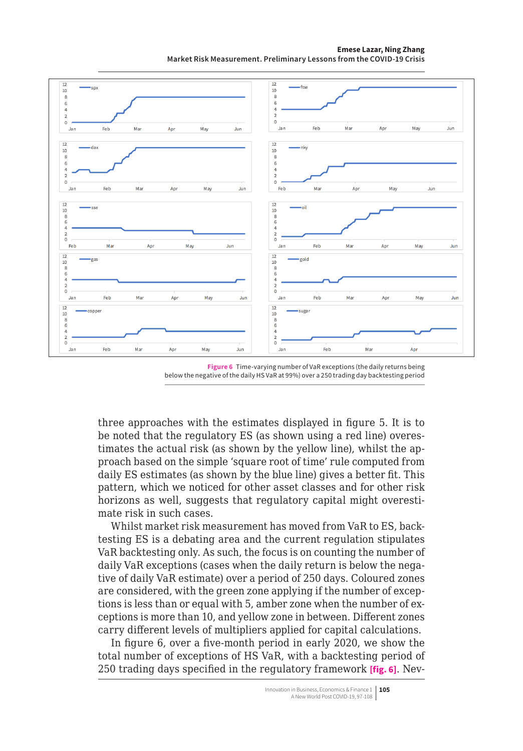Figure 6 Time-varying number of VaR exceptions (the daily returns being below the negative of the daily HS VaR at 99%) over a 250 trading day backtesting period

three approaches with the estimates displayed in figure 5. It is to be noted that the regulatory ES (as shown using a red line) overestimates the actual risk (as shown by the yellow line), whilst the approach based on the simple 'square root of time' rule computed from daily ES estimates (as shown by the blue line) gives a better fit. This pattern, which we noticed for other asset classes and for other risk horizons as well, suggests that regulatory capital might overestimate risk in such cases.

Whilst market risk measurement has moved from VaR to ES, backtesting ES is a debating area and the current regulation stipulates VaR backtesting only. As such, the focus is on counting the number of daily VaR exceptions (cases when the daily return is below the negative of daily VaR estimate) over a period of 250 days. Coloured zones are considered, with the green zone applying if the number of exceptions is less than or equal with 5, amber zone when the number of exceptions is more than 10, and yellow zone in between. Different zones carry different levels of multipliers applied for capital calculations.

In figure 6, over a five-month period in early 2020, we show the total number of exceptions of HS VaR, with a backtesting period of 250 trading days specified in the regulatory framework [fig. 6]. Nev-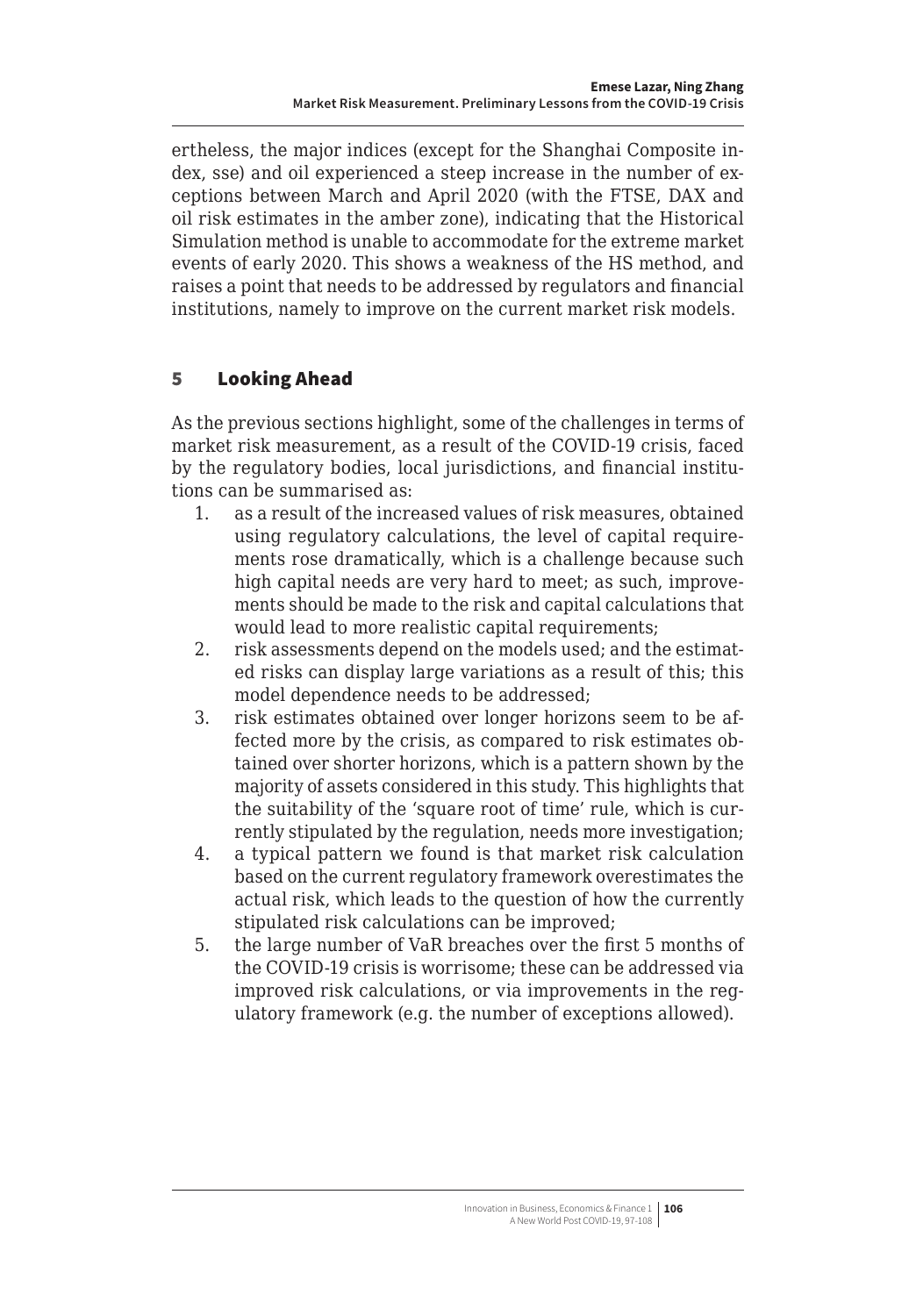ertheless, the major indices (except for the Shanghai Composite index, sse) and oil experienced a steep increase in the number of exceptions between March and April 2020 (with the FTSE, DAX and oil risk estimates in the amber zone), indicating that the Historical Simulation method is unable to accommodate for the extreme market events of early 2020. This shows a weakness of the HS method, and raises a point that needs to be addressed by regulators and financial institutions, namely to improve on the current market risk models.

## 5 Looking Ahead

As the previous sections highlight, some of the challenges in terms of market risk measurement, as a result of the COVID-19 crisis, faced by the regulatory bodies, local jurisdictions, and financial institutions can be summarised as:

1. as a result of the increased values of risk measures, obtained using regulatory calculations, the level of capital requirements rose dramatically, which is a challenge because such high capital needs are very hard to meet; as such, improvements should be made to the risk and capital calculations that would lead to more realistic capital requirements;
2. risk assessments depend on the models used; and the estimated risks can display large variations as a result of this; this model dependence needs to be addressed;
3. risk estimates obtained over longer horizons seem to be affected more by the crisis, as compared to risk estimates obtained over shorter horizons, which is a pattern shown by the majority of assets considered in this study. This highlights that the suitability of the 'square root of time' rule, which is currently stipulated by the regulation, needs more investigation;
4. a typical pattern we found is that market risk calculation based on the current regulatory framework overestimates the actual risk, which leads to the question of how the currently stipulated risk calculations can be improved;
5. the large number of VaR breaches over the first 5 months of the COVID-19 crisis is worrisome; these can be addressed via improved risk calculations, or via improvements in the regulatory framework (e.g. the number of exceptions allowed).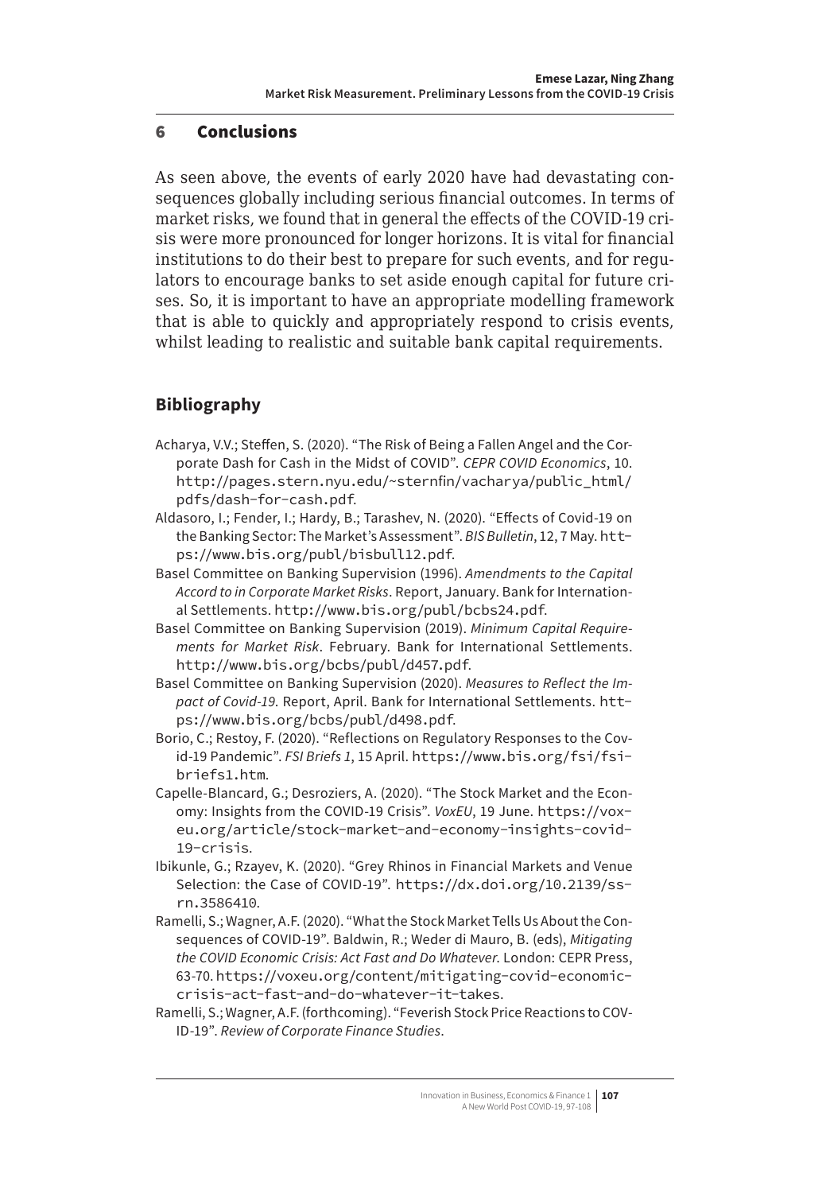## 6 Conclusions

As seen above, the events of early 2020 have had devastating consequences globally including serious financial outcomes. In terms of market risks, we found that in general the effects of the COVID-19 crisis were more pronounced for longer horizons. It is vital for financial institutions to do their best to prepare for such events, and for regulators to encourage banks to set aside enough capital for future crises. So, it is important to have an appropriate modelling framework that is able to quickly and appropriately respond to crisis events, whilst leading to realistic and suitable bank capital requirements.

## Bibliography

Acharya, V.V.; Steffen, S. (2020). "The Risk of Being a Fallen Angel and the Corporate Dash for Cash in the Midst of COVID". *CEPR COVID Economics*, 10. http://pages.stern.nyu.edu/~sternfin/vacharya/public_html/pdfs/dash-for-cash.pdf.

Aldasoro, I.; Fender, I.; Hardy, B.; Tarashev, N. (2020). "Effects of Covid-19 on the Banking Sector: The Market's Assessment". *BIS Bulletin*, 12, 7 May. https://www.bis.org/publ/bisbull12.pdf.

Basel Committee on Banking Supervision (1996). *Amendments to the Capital Accord to in Corporate Market Risks*. Report, January. Bank for International Settlements. http://www.bis.org/publ/bcbs24.pdf.

Basel Committee on Banking Supervision (2019). *Minimum Capital Requirements for Market Risk*. February. Bank for International Settlements. http://www.bis.org/bcbs/publ/d457.pdf.

Basel Committee on Banking Supervision (2020). *Measures to Reflect the Impact of Covid-19*. Report, April. Bank for International Settlements. https://www.bis.org/bcbs/publ/d498.pdf.

Borio, C.; Restoy, F. (2020). "Reflections on Regulatory Responses to the Covid-19 Pandemic". *FSI Briefs 1*, 15 April. https://www.bis.org/fsi/fsibriefs1.htm.

Capelle-Blancard, G.; Desroziers, A. (2020). "The Stock Market and the Economy: Insights from the COVID-19 Crisis". *VoxEU*, 19 June. https://voxeu.org/article/stock-market-and-economy-insights-covid-19-crisis.

Ibikunle, G.; Rzayev, K. (2020). "Grey Rhinos in Financial Markets and Venue Selection: the Case of COVID-19". https://dx.doi.org/10.2139/ssrn.3586410.

Ramelli, S.; Wagner, A.F. (2020). "What the Stock Market Tells Us About the Consequences of COVID-19". Baldwin, R.; Weder di Mauro, B. (eds), *Mitigating the COVID Economic Crisis: Act Fast and Do Whatever*. London: CEPR Press, 63-70. https://voxeu.org/content/mitigating-covid-economic-crisis-act-fast-and-do-whatever-it-takes.

Ramelli, S.; Wagner, A.F. (forthcoming). "Feverish Stock Price Reactions to COVID-19". *Review of Corporate Finance Studies*.